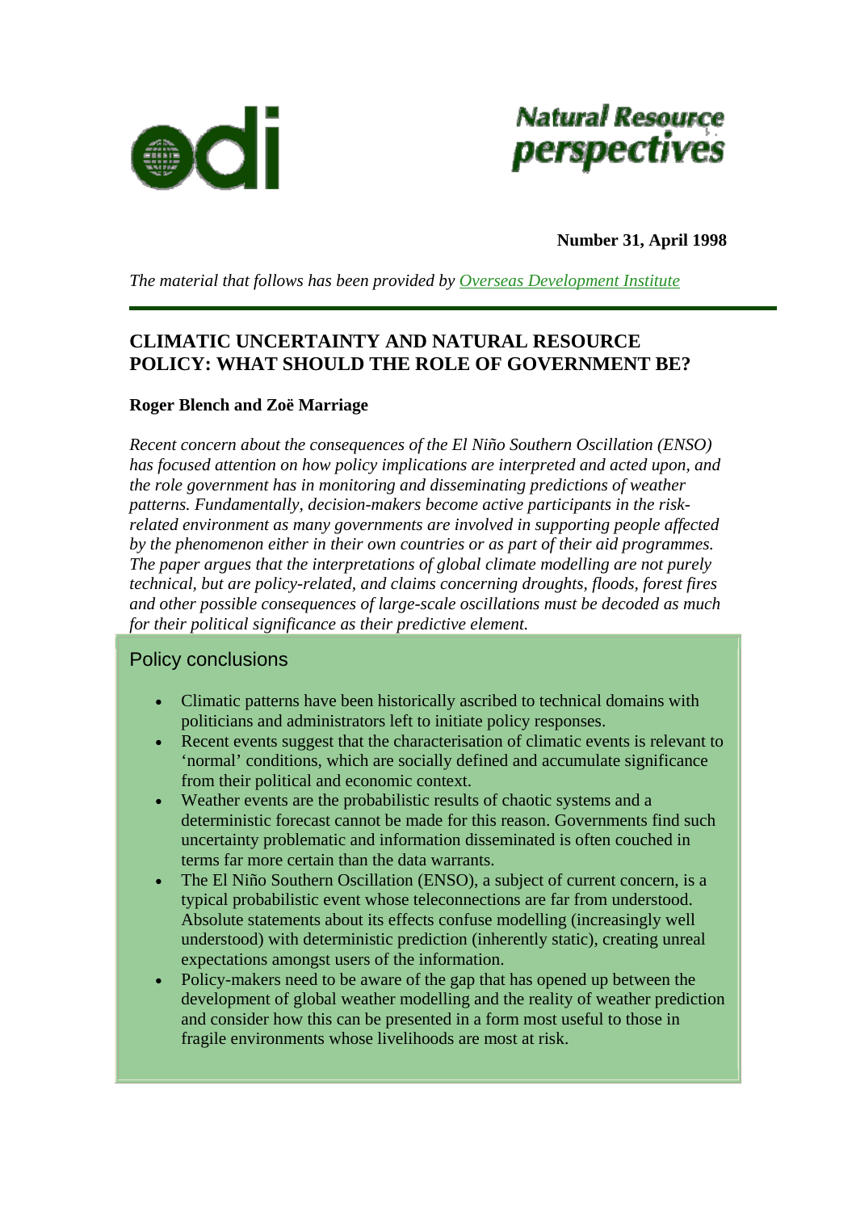odi

**Natural Resource perspectives**

**Number 31, April 1998**

*The material that follows has been provided by Overseas Development Institute*

---

# CLIMATIC UNCERTAINTY AND NATURAL RESOURCE POLICY: WHAT SHOULD THE ROLE OF GOVERNMENT BE?

**Roger Blench and Zoë Marriage**

*Recent concern about the consequences of the El Niño Southern Oscillation (ENSO) has focused attention on how policy implications are interpreted and acted upon, and the role government has in monitoring and disseminating predictions of weather patterns. Fundamentally, decision-makers become active participants in the risk-related environment as many governments are involved in supporting people affected by the phenomenon either in their own countries or as part of their aid programmes. The paper argues that the interpretations of global climate modelling are not purely technical, but are policy-related, and claims concerning droughts, floods, forest fires and other possible consequences of large-scale oscillations must be decoded as much for their political significance as their predictive element.*

## Policy conclusions

- Climatic patterns have been historically ascribed to technical domains with politicians and administrators left to initiate policy responses.
- Recent events suggest that the characterisation of climatic events is relevant to 'normal' conditions, which are socially defined and accumulate significance from their political and economic context.
- Weather events are the probabilistic results of chaotic systems and a deterministic forecast cannot be made for this reason. Governments find such uncertainty problematic and information disseminated is often couched in terms far more certain than the data warrants.
- The El Niño Southern Oscillation (ENSO), a subject of current concern, is a typical probabilistic event whose teleconnections are far from understood. Absolute statements about its effects confuse modelling (increasingly well understood) with deterministic prediction (inherently static), creating unreal expectations amongst users of the information.
- Policy-makers need to be aware of the gap that has opened up between the development of global weather modelling and the reality of weather prediction and consider how this can be presented in a form most useful to those in fragile environments whose livelihoods are most at risk.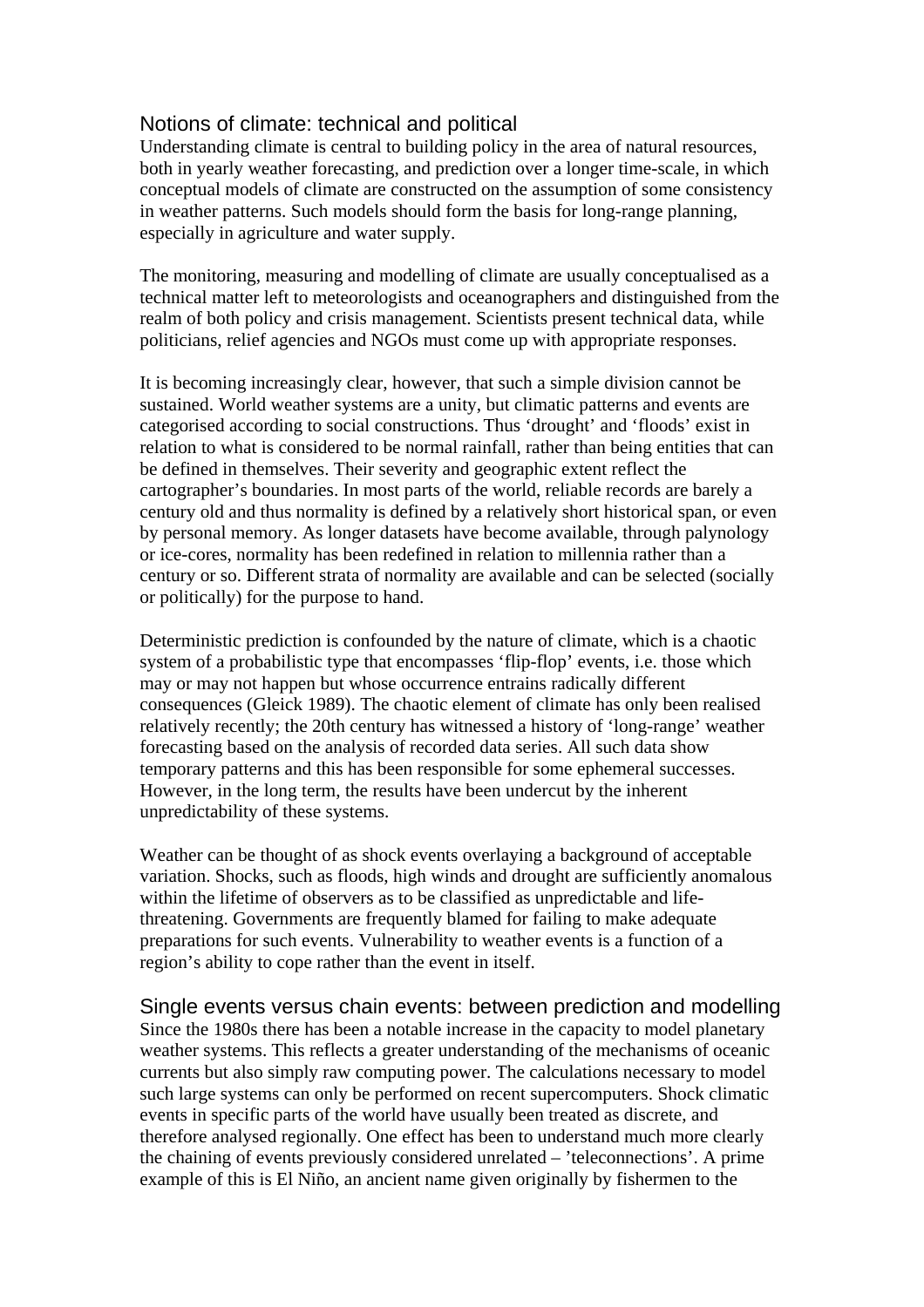## Notions of climate: technical and political

Understanding climate is central to building policy in the area of natural resources, both in yearly weather forecasting, and prediction over a longer time-scale, in which conceptual models of climate are constructed on the assumption of some consistency in weather patterns. Such models should form the basis for long-range planning, especially in agriculture and water supply.

The monitoring, measuring and modelling of climate are usually conceptualised as a technical matter left to meteorologists and oceanographers and distinguished from the realm of both policy and crisis management. Scientists present technical data, while politicians, relief agencies and NGOs must come up with appropriate responses.

It is becoming increasingly clear, however, that such a simple division cannot be sustained. World weather systems are a unity, but climatic patterns and events are categorised according to social constructions. Thus 'drought' and 'floods' exist in relation to what is considered to be normal rainfall, rather than being entities that can be defined in themselves. Their severity and geographic extent reflect the cartographer's boundaries. In most parts of the world, reliable records are barely a century old and thus normality is defined by a relatively short historical span, or even by personal memory. As longer datasets have become available, through palynology or ice-cores, normality has been redefined in relation to millennia rather than a century or so. Different strata of normality are available and can be selected (socially or politically) for the purpose to hand.

Deterministic prediction is confounded by the nature of climate, which is a chaotic system of a probabilistic type that encompasses 'flip-flop' events, i.e. those which may or may not happen but whose occurrence entrains radically different consequences (Gleick 1989). The chaotic element of climate has only been realised relatively recently; the 20th century has witnessed a history of 'long-range' weather forecasting based on the analysis of recorded data series. All such data show temporary patterns and this has been responsible for some ephemeral successes. However, in the long term, the results have been undercut by the inherent unpredictability of these systems.

Weather can be thought of as shock events overlaying a background of acceptable variation. Shocks, such as floods, high winds and drought are sufficiently anomalous within the lifetime of observers as to be classified as unpredictable and life-threatening. Governments are frequently blamed for failing to make adequate preparations for such events. Vulnerability to weather events is a function of a region's ability to cope rather than the event in itself.

## Single events versus chain events: between prediction and modelling

Since the 1980s there has been a notable increase in the capacity to model planetary weather systems. This reflects a greater understanding of the mechanisms of oceanic currents but also simply raw computing power. The calculations necessary to model such large systems can only be performed on recent supercomputers. Shock climatic events in specific parts of the world have usually been treated as discrete, and therefore analysed regionally. One effect has been to understand much more clearly the chaining of events previously considered unrelated – 'teleconnections'. A prime example of this is El Niño, an ancient name given originally by fishermen to the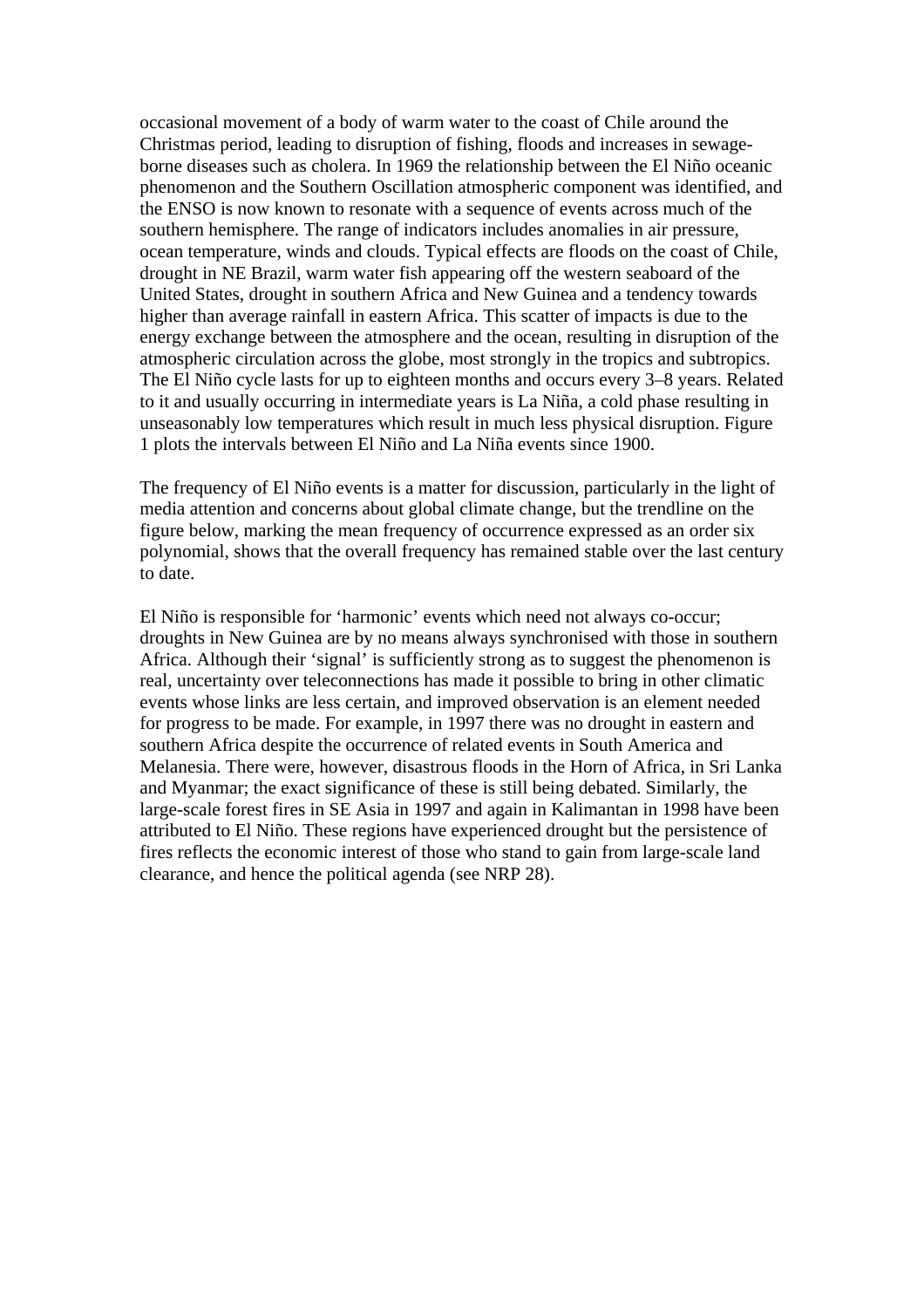occasional movement of a body of warm water to the coast of Chile around the Christmas period, leading to disruption of fishing, floods and increases in sewage-borne diseases such as cholera. In 1969 the relationship between the El Niño oceanic phenomenon and the Southern Oscillation atmospheric component was identified, and the ENSO is now known to resonate with a sequence of events across much of the southern hemisphere. The range of indicators includes anomalies in air pressure, ocean temperature, winds and clouds. Typical effects are floods on the coast of Chile, drought in NE Brazil, warm water fish appearing off the western seaboard of the United States, drought in southern Africa and New Guinea and a tendency towards higher than average rainfall in eastern Africa. This scatter of impacts is due to the energy exchange between the atmosphere and the ocean, resulting in disruption of the atmospheric circulation across the globe, most strongly in the tropics and subtropics. The El Niño cycle lasts for up to eighteen months and occurs every 3–8 years. Related to it and usually occurring in intermediate years is La Niña, a cold phase resulting in unseasonably low temperatures which result in much less physical disruption. Figure 1 plots the intervals between El Niño and La Niña events since 1900.

The frequency of El Niño events is a matter for discussion, particularly in the light of media attention and concerns about global climate change, but the trendline on the figure below, marking the mean frequency of occurrence expressed as an order six polynomial, shows that the overall frequency has remained stable over the last century to date.

El Niño is responsible for 'harmonic' events which need not always co-occur; droughts in New Guinea are by no means always synchronised with those in southern Africa. Although their 'signal' is sufficiently strong as to suggest the phenomenon is real, uncertainty over teleconnections has made it possible to bring in other climatic events whose links are less certain, and improved observation is an element needed for progress to be made. For example, in 1997 there was no drought in eastern and southern Africa despite the occurrence of related events in South America and Melanesia. There were, however, disastrous floods in the Horn of Africa, in Sri Lanka and Myanmar; the exact significance of these is still being debated. Similarly, the large-scale forest fires in SE Asia in 1997 and again in Kalimantan in 1998 have been attributed to El Niño. These regions have experienced drought but the persistence of fires reflects the economic interest of those who stand to gain from large-scale land clearance, and hence the political agenda (see NRP 28).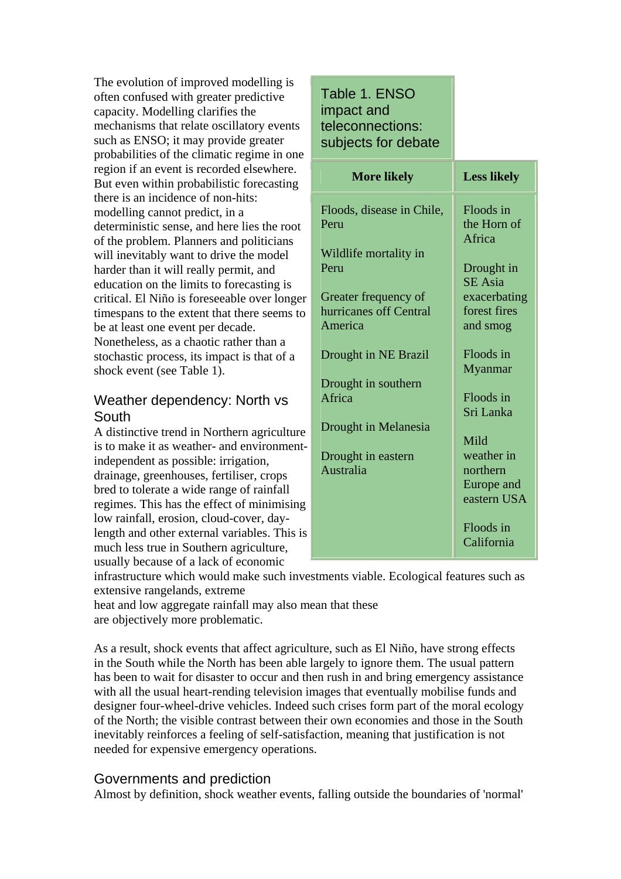The evolution of improved modelling is often confused with greater predictive capacity. Modelling clarifies the mechanisms that relate oscillatory events such as ENSO; it may provide greater probabilities of the climatic regime in one region if an event is recorded elsewhere. But even within probabilistic forecasting there is an incidence of non-hits: modelling cannot predict, in a deterministic sense, and here lies the root of the problem. Planners and politicians will inevitably want to drive the model harder than it will really permit, and education on the limits to forecasting is critical. El Niño is foreseeable over longer timespans to the extent that there seems to be at least one event per decade. Nonetheless, as a chaotic rather than a stochastic process, its impact is that of a shock event (see Table 1).

Table 1. ENSO impact and teleconnections: subjects for debate

| More likely | Less likely |
| --- | --- |
| Floods, disease in Chile, Peru | Floods in the Horn of Africa |
| Wildlife mortality in Peru | Drought in SE Asia exacerbating forest fires and smog |
| Greater frequency of hurricanes off Central America | Floods in Myanmar |
| Drought in NE Brazil | Floods in Sri Lanka |
| Drought in southern Africa | Mild weather in northern Europe and eastern USA |
| Drought in Melanesia | Floods in California |
| Drought in eastern Australia | |

## Weather dependency: North vs South

A distinctive trend in Northern agriculture is to make it as weather- and environment-independent as possible: irrigation, drainage, greenhouses, fertiliser, crops bred to tolerate a wide range of rainfall regimes. This has the effect of minimising low rainfall, erosion, cloud-cover, day-length and other external variables. This is much less true in Southern agriculture, usually because of a lack of economic infrastructure which would make such investments viable. Ecological features such as extensive rangelands, extreme heat and low aggregate rainfall may also mean that these are objectively more problematic.

As a result, shock events that affect agriculture, such as El Niño, have strong effects in the South while the North has been able largely to ignore them. The usual pattern has been to wait for disaster to occur and then rush in and bring emergency assistance with all the usual heart-rending television images that eventually mobilise funds and designer four-wheel-drive vehicles. Indeed such crises form part of the moral ecology of the North; the visible contrast between their own economies and those in the South inevitably reinforces a feeling of self-satisfaction, meaning that justification is not needed for expensive emergency operations.

## Governments and prediction

Almost by definition, shock weather events, falling outside the boundaries of 'normal'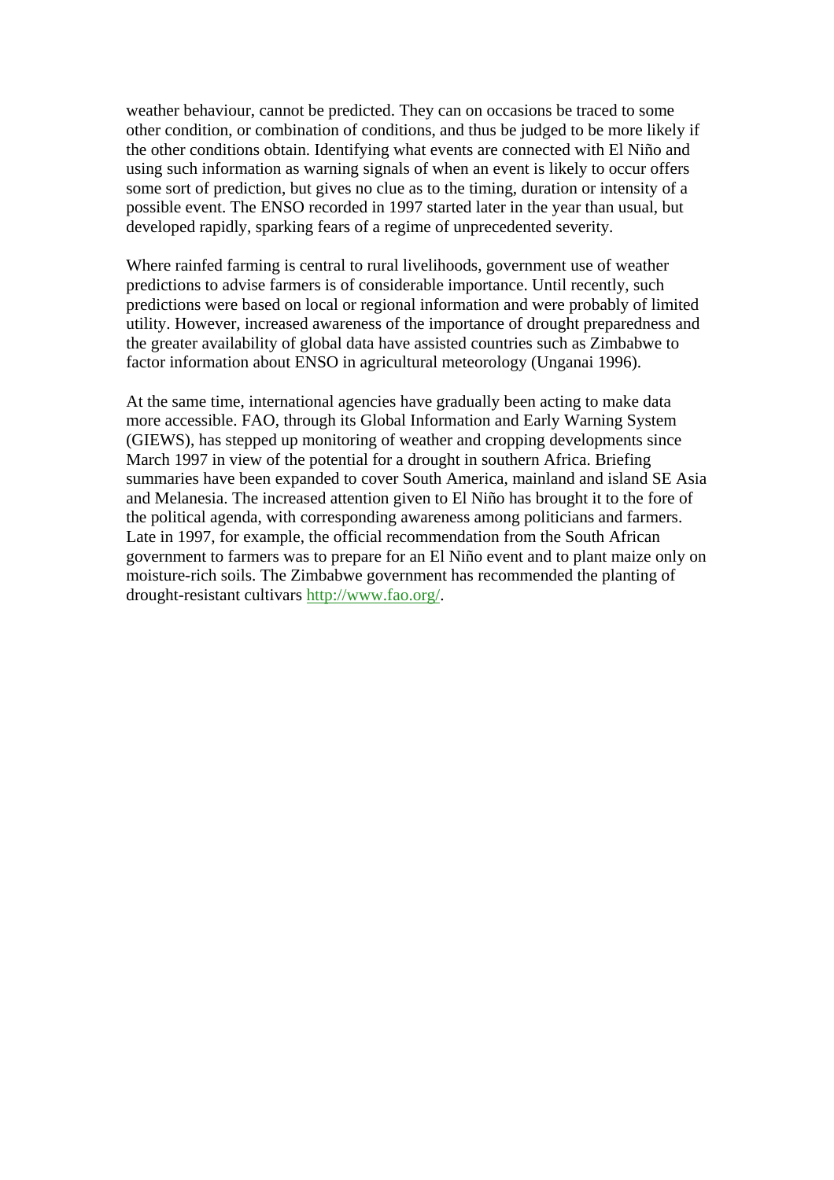weather behaviour, cannot be predicted. They can on occasions be traced to some other condition, or combination of conditions, and thus be judged to be more likely if the other conditions obtain. Identifying what events are connected with El Niño and using such information as warning signals of when an event is likely to occur offers some sort of prediction, but gives no clue as to the timing, duration or intensity of a possible event. The ENSO recorded in 1997 started later in the year than usual, but developed rapidly, sparking fears of a regime of unprecedented severity.

Where rainfed farming is central to rural livelihoods, government use of weather predictions to advise farmers is of considerable importance. Until recently, such predictions were based on local or regional information and were probably of limited utility. However, increased awareness of the importance of drought preparedness and the greater availability of global data have assisted countries such as Zimbabwe to factor information about ENSO in agricultural meteorology (Unganai 1996).

At the same time, international agencies have gradually been acting to make data more accessible. FAO, through its Global Information and Early Warning System (GIEWS), has stepped up monitoring of weather and cropping developments since March 1997 in view of the potential for a drought in southern Africa. Briefing summaries have been expanded to cover South America, mainland and island SE Asia and Melanesia. The increased attention given to El Niño has brought it to the fore of the political agenda, with corresponding awareness among politicians and farmers. Late in 1997, for example, the official recommendation from the South African government to farmers was to prepare for an El Niño event and to plant maize only on moisture-rich soils. The Zimbabwe government has recommended the planting of drought-resistant cultivars http://www.fao.org/.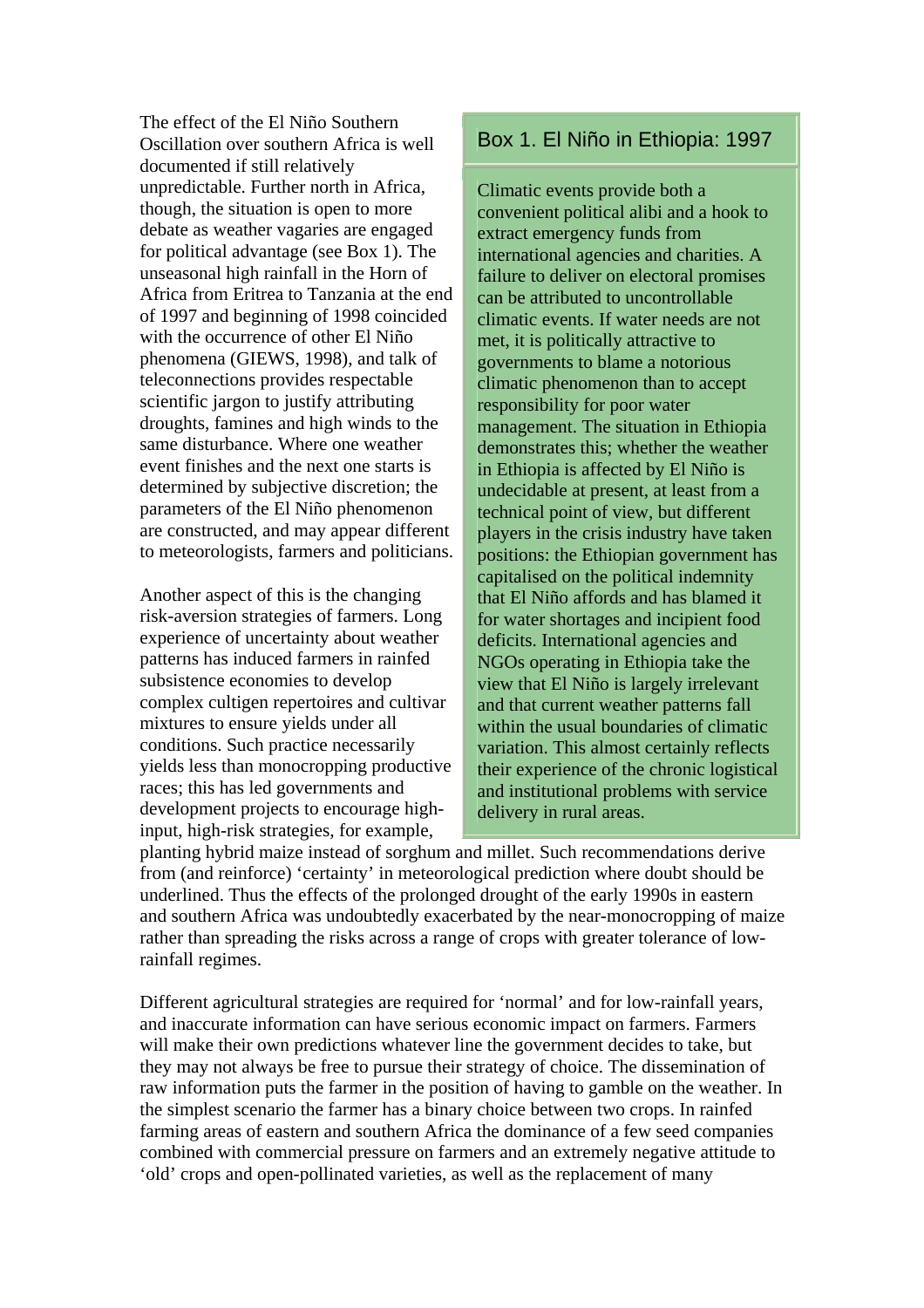The effect of the El Niño Southern Oscillation over southern Africa is well documented if still relatively unpredictable. Further north in Africa, though, the situation is open to more debate as weather vagaries are engaged for political advantage (see Box 1). The unseasonal high rainfall in the Horn of Africa from Eritrea to Tanzania at the end of 1997 and beginning of 1998 coincided with the occurrence of other El Niño phenomena (GIEWS, 1998), and talk of teleconnections provides respectable scientific jargon to justify attributing droughts, famines and high winds to the same disturbance. Where one weather event finishes and the next one starts is determined by subjective discretion; the parameters of the El Niño phenomenon are constructed, and may appear different to meteorologists, farmers and politicians.

> **Box 1. El Niño in Ethiopia: 1997**
>
> Climatic events provide both a convenient political alibi and a hook to extract emergency funds from international agencies and charities. A failure to deliver on electoral promises can be attributed to uncontrollable climatic events. If water needs are not met, it is politically attractive to governments to blame a notorious climatic phenomenon than to accept responsibility for poor water management. The situation in Ethiopia demonstrates this; whether the weather in Ethiopia is affected by El Niño is undecidable at present, at least from a technical point of view, but different players in the crisis industry have taken positions: the Ethiopian government has capitalised on the political indemnity that El Niño affords and has blamed it for water shortages and incipient food deficits. International agencies and NGOs operating in Ethiopia take the view that El Niño is largely irrelevant and that current weather patterns fall within the usual boundaries of climatic variation. This almost certainly reflects their experience of the chronic logistical and institutional problems with service delivery in rural areas.

Another aspect of this is the changing risk-aversion strategies of farmers. Long experience of uncertainty about weather patterns has induced farmers in rainfed subsistence economies to develop complex cultigen repertoires and cultivar mixtures to ensure yields under all conditions. Such practice necessarily yields less than monocropping productive races; this has led governments and development projects to encourage high-input, high-risk strategies, for example, planting hybrid maize instead of sorghum and millet. Such recommendations derive from (and reinforce) 'certainty' in meteorological prediction where doubt should be underlined. Thus the effects of the prolonged drought of the early 1990s in eastern and southern Africa was undoubtedly exacerbated by the near-monocropping of maize rather than spreading the risks across a range of crops with greater tolerance of low-rainfall regimes.

Different agricultural strategies are required for 'normal' and for low-rainfall years, and inaccurate information can have serious economic impact on farmers. Farmers will make their own predictions whatever line the government decides to take, but they may not always be free to pursue their strategy of choice. The dissemination of raw information puts the farmer in the position of having to gamble on the weather. In the simplest scenario the farmer has a binary choice between two crops. In rainfed farming areas of eastern and southern Africa the dominance of a few seed companies combined with commercial pressure on farmers and an extremely negative attitude to 'old' crops and open-pollinated varieties, as well as the replacement of many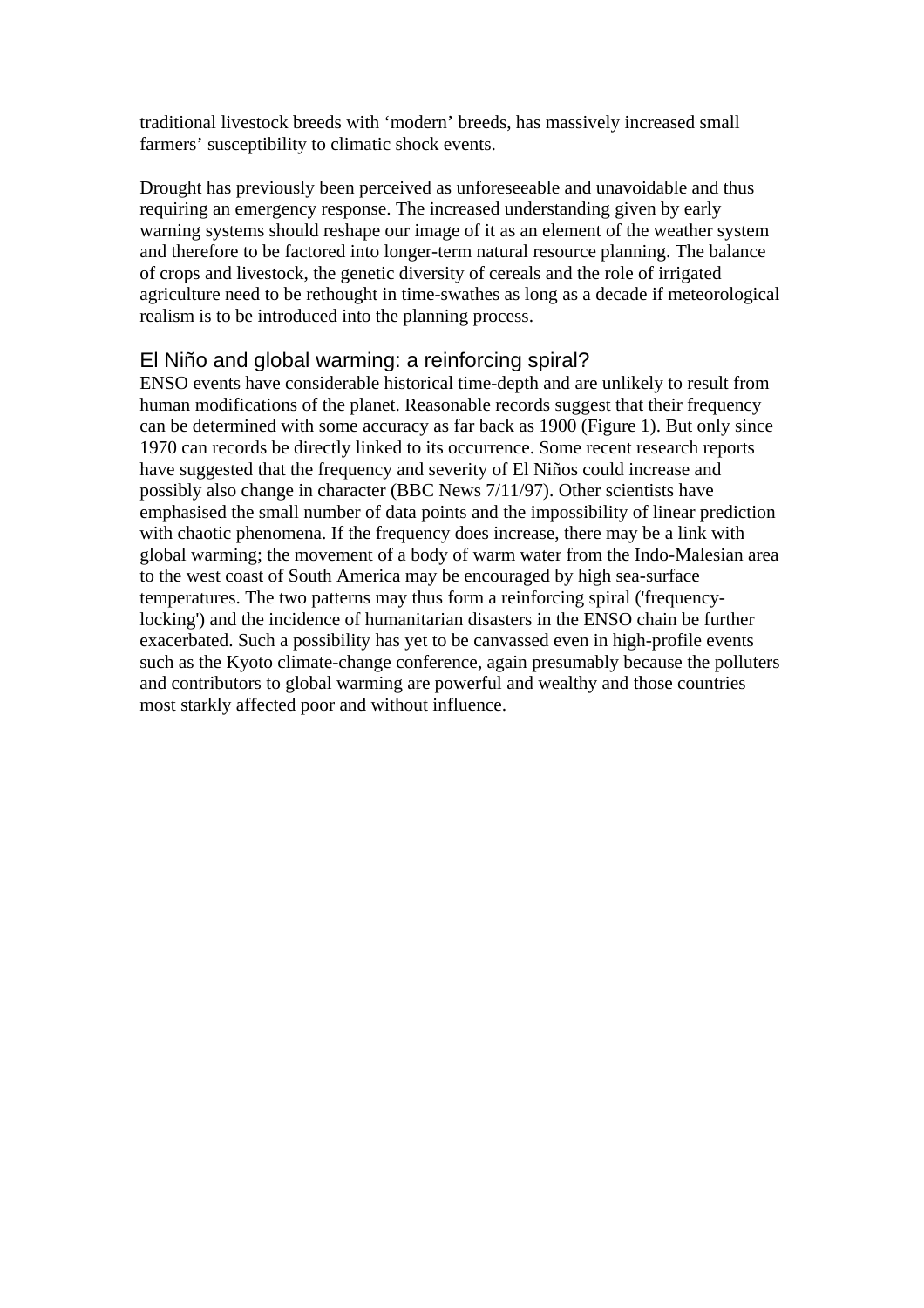traditional livestock breeds with ‘modern’ breeds, has massively increased small farmers’ susceptibility to climatic shock events.

Drought has previously been perceived as unforeseeable and unavoidable and thus requiring an emergency response. The increased understanding given by early warning systems should reshape our image of it as an element of the weather system and therefore to be factored into longer-term natural resource planning. The balance of crops and livestock, the genetic diversity of cereals and the role of irrigated agriculture need to be rethought in time-swathes as long as a decade if meteorological realism is to be introduced into the planning process.

## El Niño and global warming: a reinforcing spiral?

ENSO events have considerable historical time-depth and are unlikely to result from human modifications of the planet. Reasonable records suggest that their frequency can be determined with some accuracy as far back as 1900 (Figure 1). But only since 1970 can records be directly linked to its occurrence. Some recent research reports have suggested that the frequency and severity of El Niños could increase and possibly also change in character (BBC News 7/11/97). Other scientists have emphasised the small number of data points and the impossibility of linear prediction with chaotic phenomena. If the frequency does increase, there may be a link with global warming; the movement of a body of warm water from the Indo-Malesian area to the west coast of South America may be encouraged by high sea-surface temperatures. The two patterns may thus form a reinforcing spiral ('frequency-locking') and the incidence of humanitarian disasters in the ENSO chain be further exacerbated. Such a possibility has yet to be canvassed even in high-profile events such as the Kyoto climate-change conference, again presumably because the polluters and contributors to global warming are powerful and wealthy and those countries most starkly affected poor and without influence.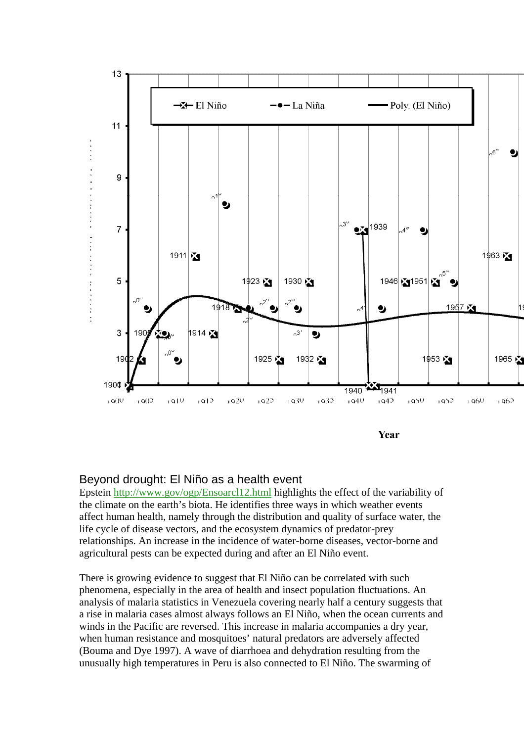Year

## Beyond drought: El Niño as a health event

Epstein http://www.gov/ogp/Ensoarcl12.html highlights the effect of the variability of the climate on the earth's biota. He identifies three ways in which weather events affect human health, namely through the distribution and quality of surface water, the life cycle of disease vectors, and the ecosystem dynamics of predator-prey relationships. An increase in the incidence of water-borne diseases, vector-borne and agricultural pests can be expected during and after an El Niño event.

There is growing evidence to suggest that El Niño can be correlated with such phenomena, especially in the area of health and insect population fluctuations. An analysis of malaria statistics in Venezuela covering nearly half a century suggests that a rise in malaria cases almost always follows an El Niño, when the ocean currents and winds in the Pacific are reversed. This increase in malaria accompanies a dry year, when human resistance and mosquitoes' natural predators are adversely affected (Bouma and Dye 1997). A wave of diarrhoea and dehydration resulting from the unusually high temperatures in Peru is also connected to El Niño. The swarming of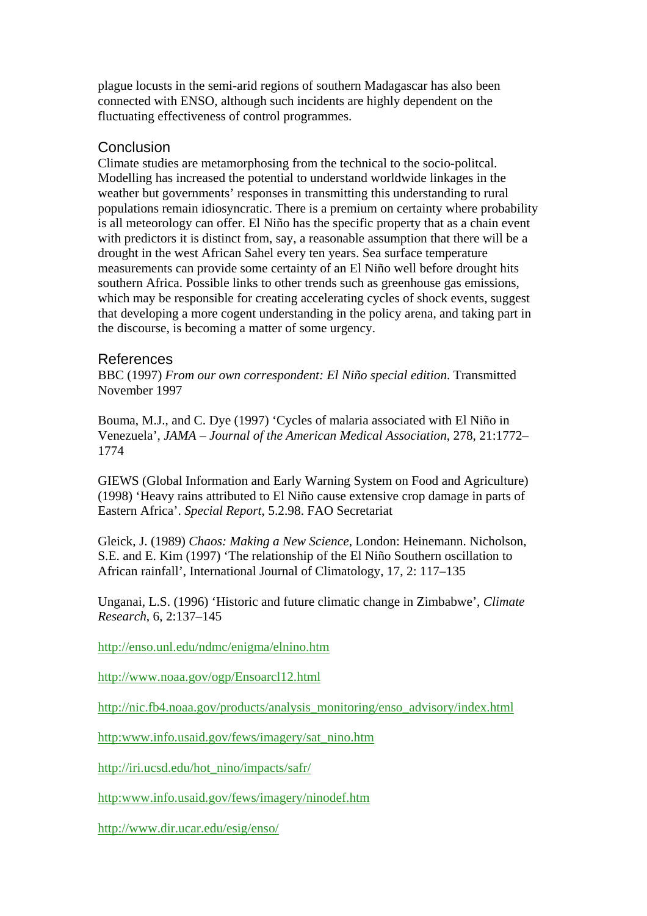plague locusts in the semi-arid regions of southern Madagascar has also been connected with ENSO, although such incidents are highly dependent on the fluctuating effectiveness of control programmes.

## Conclusion

Climate studies are metamorphosing from the technical to the socio-politcal. Modelling has increased the potential to understand worldwide linkages in the weather but governments' responses in transmitting this understanding to rural populations remain idiosyncratic. There is a premium on certainty where probability is all meteorology can offer. El Niño has the specific property that as a chain event with predictors it is distinct from, say, a reasonable assumption that there will be a drought in the west African Sahel every ten years. Sea surface temperature measurements can provide some certainty of an El Niño well before drought hits southern Africa. Possible links to other trends such as greenhouse gas emissions, which may be responsible for creating accelerating cycles of shock events, suggest that developing a more cogent understanding in the policy arena, and taking part in the discourse, is becoming a matter of some urgency.

## References

BBC (1997) *From our own correspondent: El Niño special edition*. Transmitted November 1997

Bouma, M.J., and C. Dye (1997) 'Cycles of malaria associated with El Niño in Venezuela', *JAMA – Journal of the American Medical Association*, 278, 21:1772–1774

GIEWS (Global Information and Early Warning System on Food and Agriculture) (1998) 'Heavy rains attributed to El Niño cause extensive crop damage in parts of Eastern Africa'. *Special Report*, 5.2.98. FAO Secretariat

Gleick, J. (1989) *Chaos: Making a New Science*, London: Heinemann. Nicholson, S.E. and E. Kim (1997) 'The relationship of the El Niño Southern oscillation to African rainfall', International Journal of Climatology, 17, 2: 117–135

Unganai, L.S. (1996) 'Historic and future climatic change in Zimbabwe', *Climate Research*, 6, 2:137–145

http://enso.unl.edu/ndmc/enigma/elnino.htm

http://www.noaa.gov/ogp/Ensoarcl12.html

http://nic.fb4.noaa.gov/products/analysis_monitoring/enso_advisory/index.html

http:www.info.usaid.gov/fews/imagery/sat_nino.htm

http://iri.ucsd.edu/hot_nino/impacts/safr/

http:www.info.usaid.gov/fews/imagery/ninodef.htm

http://www.dir.ucar.edu/esig/enso/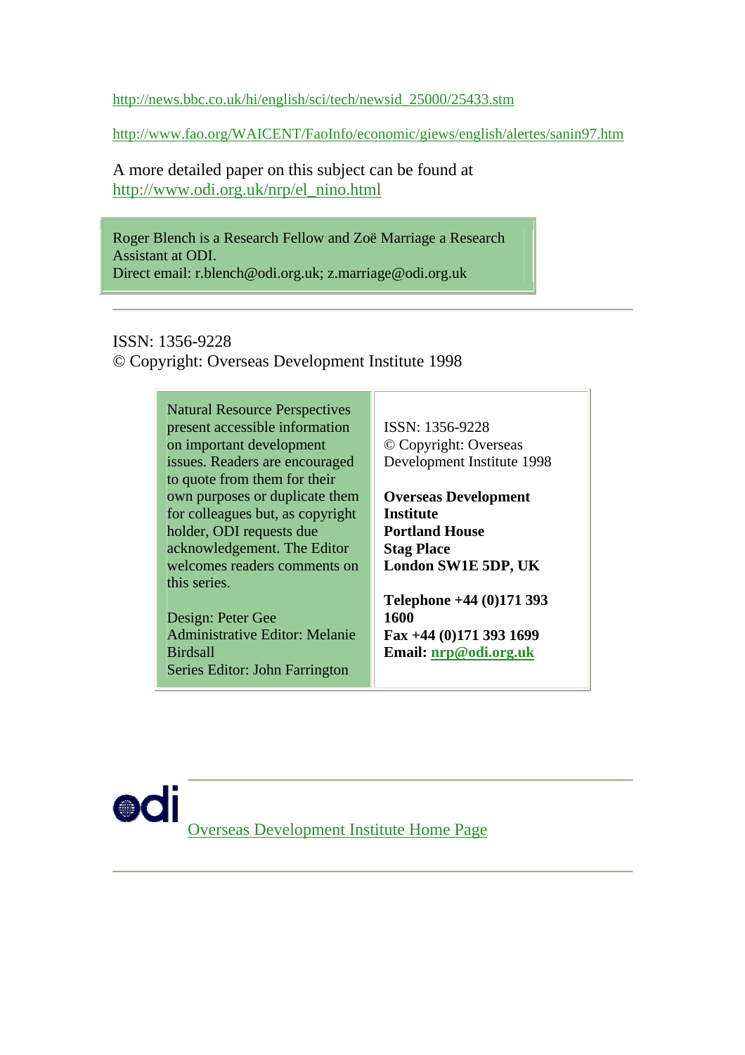http://news.bbc.co.uk/hi/english/sci/tech/newsid_25000/25433.stm

http://www.fao.org/WAICENT/FaoInfo/economic/giews/english/alertes/sanin97.htm

A more detailed paper on this subject can be found at http://www.odi.org.uk/nrp/el_nino.html

Roger Blench is a Research Fellow and Zoë Marriage a Research Assistant at ODI.
Direct email: r.blench@odi.org.uk; z.marriage@odi.org.uk

---

ISSN: 1356-9228
© Copyright: Overseas Development Institute 1998

| | |
|---|---|
| Natural Resource Perspectives present accessible information on important development issues. Readers are encouraged to quote from them for their own purposes or duplicate them for colleagues but, as copyright holder, ODI requests due acknowledgement. The Editor welcomes readers comments on this series.<br><br>Design: Peter Gee<br>Administrative Editor: Melanie Birdsall<br>Series Editor: John Farrington | ISSN: 1356-9228<br>© Copyright: Overseas Development Institute 1998<br><br>**Overseas Development Institute**<br>**Portland House**<br>**Stag Place**<br>**London SW1E 5DP, UK**<br><br>**Telephone +44 (0)171 393 1600**<br>**Fax +44 (0)171 393 1699**<br>**Email: nrp@odi.org.uk** |

---

odi

Overseas Development Institute Home Page